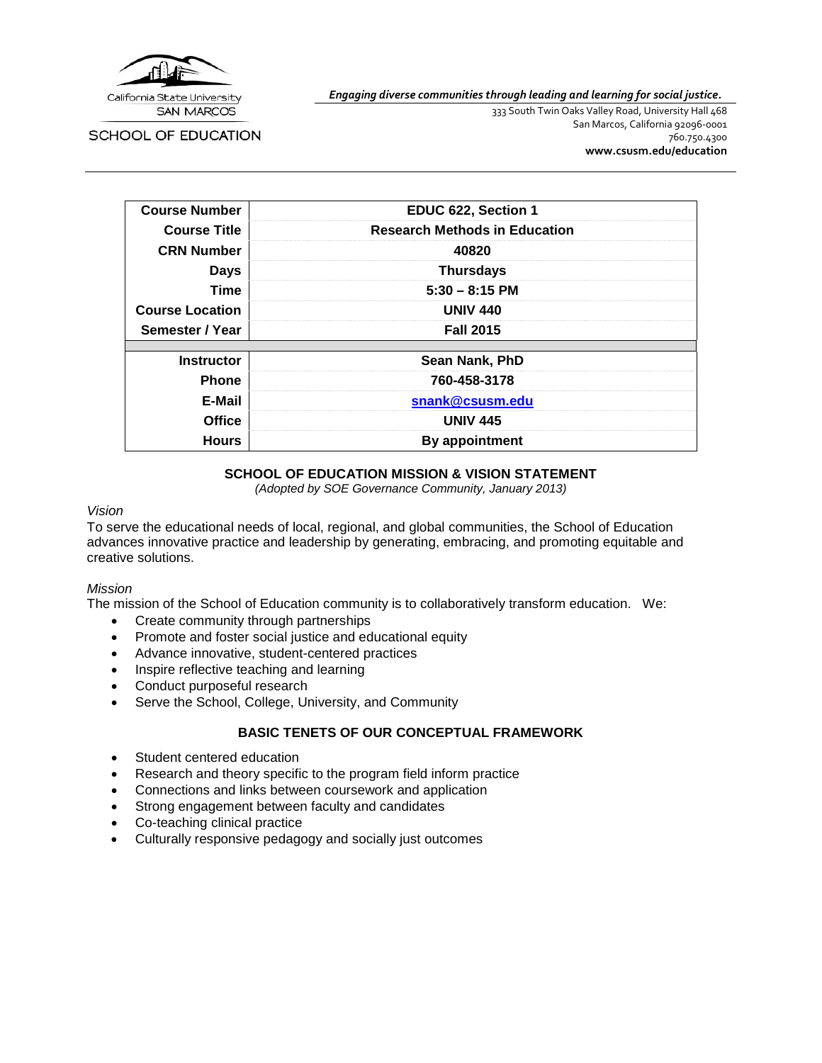California State University SAN MARCOS

SCHOOL OF EDUCATION

*Engaging diverse communities through leading and learning for social justice.*

333 South Twin Oaks Valley Road, University Hall 468
San Marcos, California 92096-0001
760.750.4300
**www.csusm.edu/education**

| | |
|---|---|
| **Course Number** | **EDUC 622, Section 1** |
| **Course Title** | **Research Methods in Education** |
| **CRN Number** | **40820** |
| **Days** | **Thursdays** |
| **Time** | **5:30 – 8:15 PM** |
| **Course Location** | **UNIV 440** |
| **Semester / Year** | **Fall 2015** |
| | |
| **Instructor** | **Sean Nank, PhD** |
| **Phone** | **760-458-3178** |
| **E-Mail** | **snank@csusm.edu** |
| **Office** | **UNIV 445** |
| **Hours** | **By appointment** |

## SCHOOL OF EDUCATION MISSION & VISION STATEMENT

*(Adopted by SOE Governance Community, January 2013)*

*Vision*

To serve the educational needs of local, regional, and global communities, the School of Education advances innovative practice and leadership by generating, embracing, and promoting equitable and creative solutions.

*Mission*

The mission of the School of Education community is to collaboratively transform education. We:

- Create community through partnerships
- Promote and foster social justice and educational equity
- Advance innovative, student-centered practices
- Inspire reflective teaching and learning
- Conduct purposeful research
- Serve the School, College, University, and Community

## BASIC TENETS OF OUR CONCEPTUAL FRAMEWORK

- Student centered education
- Research and theory specific to the program field inform practice
- Connections and links between coursework and application
- Strong engagement between faculty and candidates
- Co-teaching clinical practice
- Culturally responsive pedagogy and socially just outcomes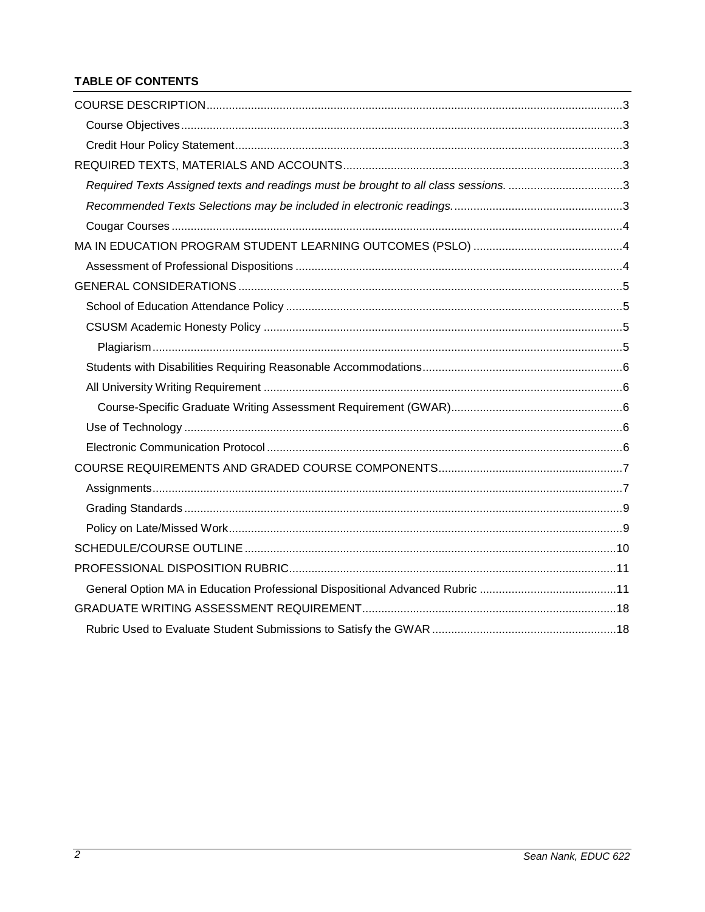**TABLE OF CONTENTS**

COURSE DESCRIPTION .....3
- Course Objectives .....3
- Credit Hour Policy Statement .....3

REQUIRED TEXTS, MATERIALS AND ACCOUNTS .....3
- *Required Texts Assigned texts and readings must be brought to all class sessions.* .....3
- *Recommended Texts Selections may be included in electronic readings.* .....3
- Cougar Courses .....4

MA IN EDUCATION PROGRAM STUDENT LEARNING OUTCOMES (PSLO) .....4
- Assessment of Professional Dispositions .....4

GENERAL CONSIDERATIONS .....5
- School of Education Attendance Policy .....5
- CSUSM Academic Honesty Policy .....5
  - Plagiarism .....5
- Students with Disabilities Requiring Reasonable Accommodations .....6
- All University Writing Requirement .....6
  - Course-Specific Graduate Writing Assessment Requirement (GWAR) .....6
- Use of Technology .....6
- Electronic Communication Protocol .....6

COURSE REQUIREMENTS AND GRADED COURSE COMPONENTS .....7
- Assignments .....7
- Grading Standards .....9
- Policy on Late/Missed Work .....9

SCHEDULE/COURSE OUTLINE .....10

PROFESSIONAL DISPOSITION RUBRIC .....11
- General Option MA in Education Professional Dispositional Advanced Rubric .....11

GRADUATE WRITING ASSESSMENT REQUIREMENT .....18
- Rubric Used to Evaluate Student Submissions to Satisfy the GWAR .....18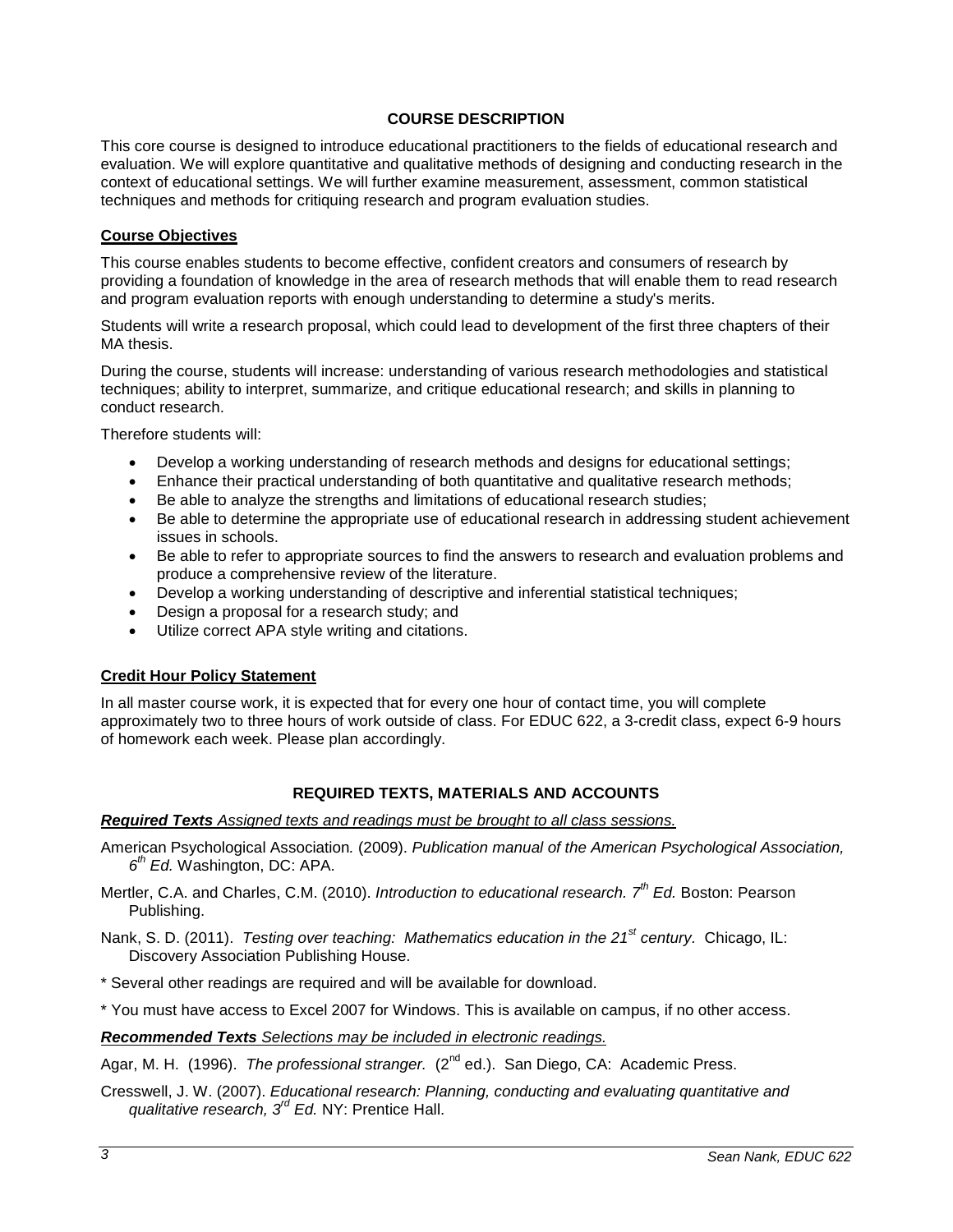## COURSE DESCRIPTION

This core course is designed to introduce educational practitioners to the fields of educational research and evaluation. We will explore quantitative and qualitative methods of designing and conducting research in the context of educational settings. We will further examine measurement, assessment, common statistical techniques and methods for critiquing research and program evaluation studies.

### Course Objectives

This course enables students to become effective, confident creators and consumers of research by providing a foundation of knowledge in the area of research methods that will enable them to read research and program evaluation reports with enough understanding to determine a study's merits.

Students will write a research proposal, which could lead to development of the first three chapters of their MA thesis.

During the course, students will increase: understanding of various research methodologies and statistical techniques; ability to interpret, summarize, and critique educational research; and skills in planning to conduct research.

Therefore students will:

- Develop a working understanding of research methods and designs for educational settings;
- Enhance their practical understanding of both quantitative and qualitative research methods;
- Be able to analyze the strengths and limitations of educational research studies;
- Be able to determine the appropriate use of educational research in addressing student achievement issues in schools.
- Be able to refer to appropriate sources to find the answers to research and evaluation problems and produce a comprehensive review of the literature.
- Develop a working understanding of descriptive and inferential statistical techniques;
- Design a proposal for a research study; and
- Utilize correct APA style writing and citations.

### Credit Hour Policy Statement

In all master course work, it is expected that for every one hour of contact time, you will complete approximately two to three hours of work outside of class. For EDUC 622, a 3-credit class, expect 6-9 hours of homework each week. Please plan accordingly.

## REQUIRED TEXTS, MATERIALS AND ACCOUNTS

***Required Texts*** Assigned texts and readings must be brought to all class sessions.

American Psychological Association. (2009). *Publication manual of the American Psychological Association, 6th Ed.* Washington, DC: APA.

Mertler, C.A. and Charles, C.M. (2010). *Introduction to educational research. 7th Ed.* Boston: Pearson Publishing.

Nank, S. D. (2011). *Testing over teaching: Mathematics education in the 21st century*. Chicago, IL: Discovery Association Publishing House.

\* Several other readings are required and will be available for download.

\* You must have access to Excel 2007 for Windows. This is available on campus, if no other access.

***Recommended Texts*** Selections may be included in electronic readings.

Agar, M. H. (1996). *The professional stranger.* (2nd ed.). San Diego, CA: Academic Press.

Cresswell, J. W. (2007). *Educational research: Planning, conducting and evaluating quantitative and qualitative research, 3rd Ed.* NY: Prentice Hall.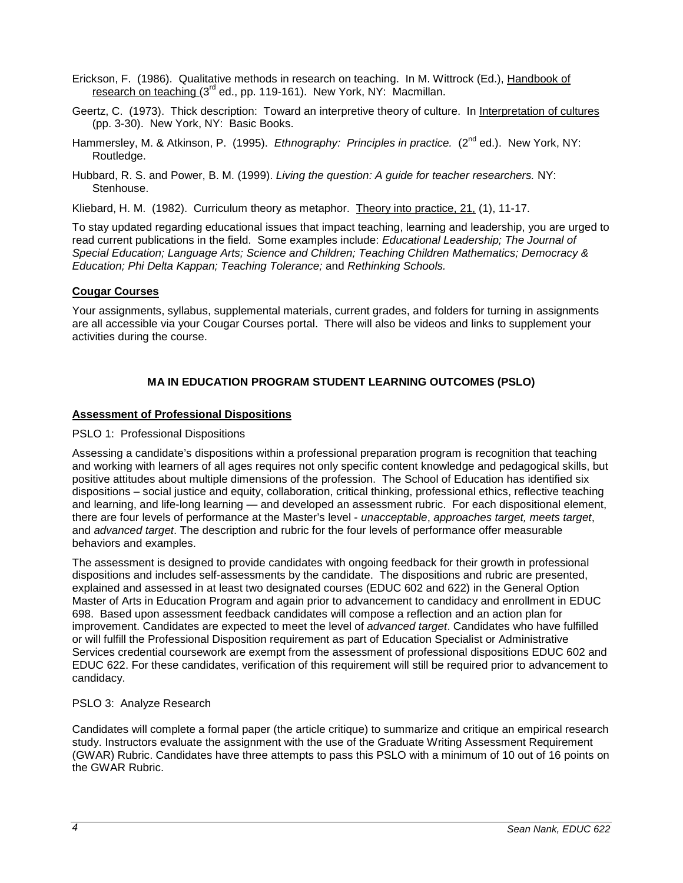Erickson, F. (1986). Qualitative methods in research on teaching. In M. Wittrock (Ed.), Handbook of research on teaching (3rd ed., pp. 119-161). New York, NY: Macmillan.

Geertz, C. (1973). Thick description: Toward an interpretive theory of culture. In Interpretation of cultures (pp. 3-30). New York, NY: Basic Books.

Hammersley, M. & Atkinson, P. (1995). *Ethnography: Principles in practice.* (2nd ed.). New York, NY: Routledge.

Hubbard, R. S. and Power, B. M. (1999). *Living the question: A guide for teacher researchers.* NY: Stenhouse.

Kliebard, H. M. (1982). Curriculum theory as metaphor. Theory into practice, 21, (1), 11-17.

To stay updated regarding educational issues that impact teaching, learning and leadership, you are urged to read current publications in the field. Some examples include: *Educational Leadership; The Journal of Special Education; Language Arts; Science and Children; Teaching Children Mathematics; Democracy & Education; Phi Delta Kappan; Teaching Tolerance;* and *Rethinking Schools.*

**Cougar Courses**

Your assignments, syllabus, supplemental materials, current grades, and folders for turning in assignments are all accessible via your Cougar Courses portal. There will also be videos and links to supplement your activities during the course.

## MA IN EDUCATION PROGRAM STUDENT LEARNING OUTCOMES (PSLO)

**Assessment of Professional Dispositions**

PSLO 1: Professional Dispositions

Assessing a candidate's dispositions within a professional preparation program is recognition that teaching and working with learners of all ages requires not only specific content knowledge and pedagogical skills, but positive attitudes about multiple dimensions of the profession. The School of Education has identified six dispositions – social justice and equity, collaboration, critical thinking, professional ethics, reflective teaching and learning, and life-long learning — and developed an assessment rubric. For each dispositional element, there are four levels of performance at the Master's level - *unacceptable*, *approaches target, meets target*, and *advanced target*. The description and rubric for the four levels of performance offer measurable behaviors and examples.

The assessment is designed to provide candidates with ongoing feedback for their growth in professional dispositions and includes self-assessments by the candidate. The dispositions and rubric are presented, explained and assessed in at least two designated courses (EDUC 602 and 622) in the General Option Master of Arts in Education Program and again prior to advancement to candidacy and enrollment in EDUC 698. Based upon assessment feedback candidates will compose a reflection and an action plan for improvement. Candidates are expected to meet the level of *advanced target*. Candidates who have fulfilled or will fulfill the Professional Disposition requirement as part of Education Specialist or Administrative Services credential coursework are exempt from the assessment of professional dispositions EDUC 602 and EDUC 622. For these candidates, verification of this requirement will still be required prior to advancement to candidacy.

PSLO 3: Analyze Research

Candidates will complete a formal paper (the article critique) to summarize and critique an empirical research study. Instructors evaluate the assignment with the use of the Graduate Writing Assessment Requirement (GWAR) Rubric. Candidates have three attempts to pass this PSLO with a minimum of 10 out of 16 points on the GWAR Rubric.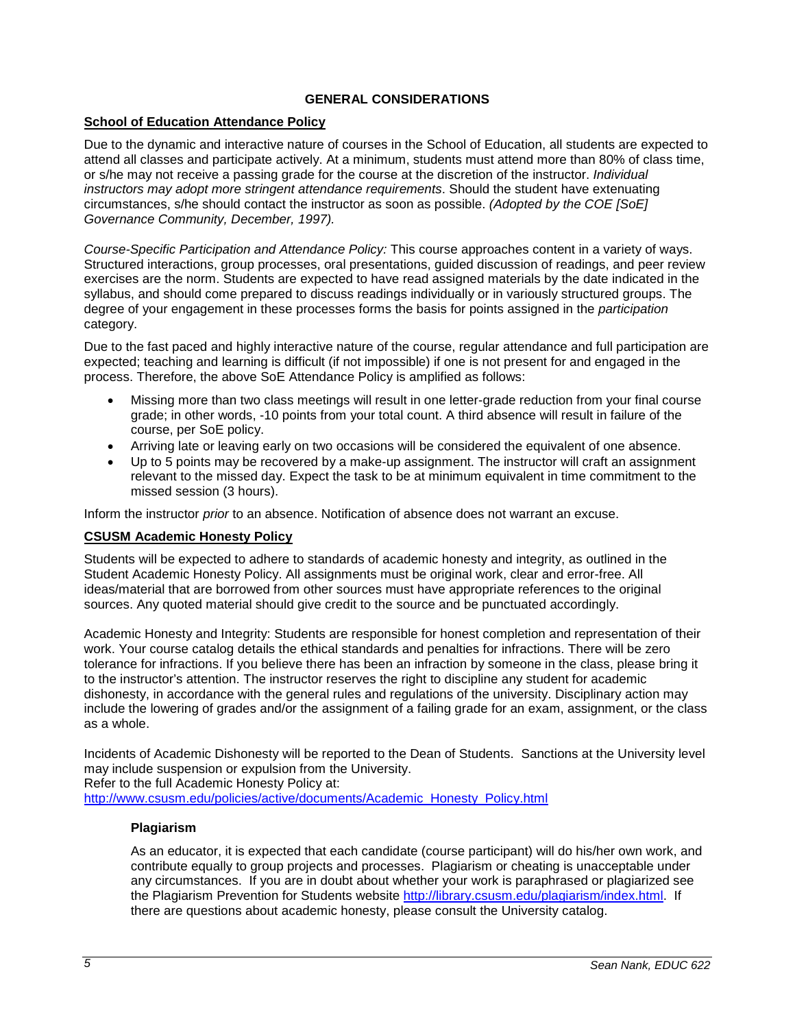## GENERAL CONSIDERATIONS

### School of Education Attendance Policy

Due to the dynamic and interactive nature of courses in the School of Education, all students are expected to attend all classes and participate actively. At a minimum, students must attend more than 80% of class time, or s/he may not receive a passing grade for the course at the discretion of the instructor. *Individual instructors may adopt more stringent attendance requirements*. Should the student have extenuating circumstances, s/he should contact the instructor as soon as possible. *(Adopted by the COE [SoE] Governance Community, December, 1997).*

*Course-Specific Participation and Attendance Policy:* This course approaches content in a variety of ways. Structured interactions, group processes, oral presentations, guided discussion of readings, and peer review exercises are the norm. Students are expected to have read assigned materials by the date indicated in the syllabus, and should come prepared to discuss readings individually or in variously structured groups. The degree of your engagement in these processes forms the basis for points assigned in the *participation* category.

Due to the fast paced and highly interactive nature of the course, regular attendance and full participation are expected; teaching and learning is difficult (if not impossible) if one is not present for and engaged in the process. Therefore, the above SoE Attendance Policy is amplified as follows:

- Missing more than two class meetings will result in one letter-grade reduction from your final course grade; in other words, -10 points from your total count. A third absence will result in failure of the course, per SoE policy.
- Arriving late or leaving early on two occasions will be considered the equivalent of one absence.
- Up to 5 points may be recovered by a make-up assignment. The instructor will craft an assignment relevant to the missed day. Expect the task to be at minimum equivalent in time commitment to the missed session (3 hours).

Inform the instructor *prior* to an absence. Notification of absence does not warrant an excuse.

### CSUSM Academic Honesty Policy

Students will be expected to adhere to standards of academic honesty and integrity, as outlined in the Student Academic Honesty Policy. All assignments must be original work, clear and error-free. All ideas/material that are borrowed from other sources must have appropriate references to the original sources. Any quoted material should give credit to the source and be punctuated accordingly.

Academic Honesty and Integrity: Students are responsible for honest completion and representation of their work. Your course catalog details the ethical standards and penalties for infractions. There will be zero tolerance for infractions. If you believe there has been an infraction by someone in the class, please bring it to the instructor's attention. The instructor reserves the right to discipline any student for academic dishonesty, in accordance with the general rules and regulations of the university. Disciplinary action may include the lowering of grades and/or the assignment of a failing grade for an exam, assignment, or the class as a whole.

Incidents of Academic Dishonesty will be reported to the Dean of Students. Sanctions at the University level may include suspension or expulsion from the University.
Refer to the full Academic Honesty Policy at:
[http://www.csusm.edu/policies/active/documents/Academic_Honesty_Policy.html](http://www.csusm.edu/policies/active/documents/Academic_Honesty_Policy.html)

#### Plagiarism

As an educator, it is expected that each candidate (course participant) will do his/her own work, and contribute equally to group projects and processes. Plagiarism or cheating is unacceptable under any circumstances. If you are in doubt about whether your work is paraphrased or plagiarized see the Plagiarism Prevention for Students website [http://library.csusm.edu/plagiarism/index.html](http://library.csusm.edu/plagiarism/index.html). If there are questions about academic honesty, please consult the University catalog.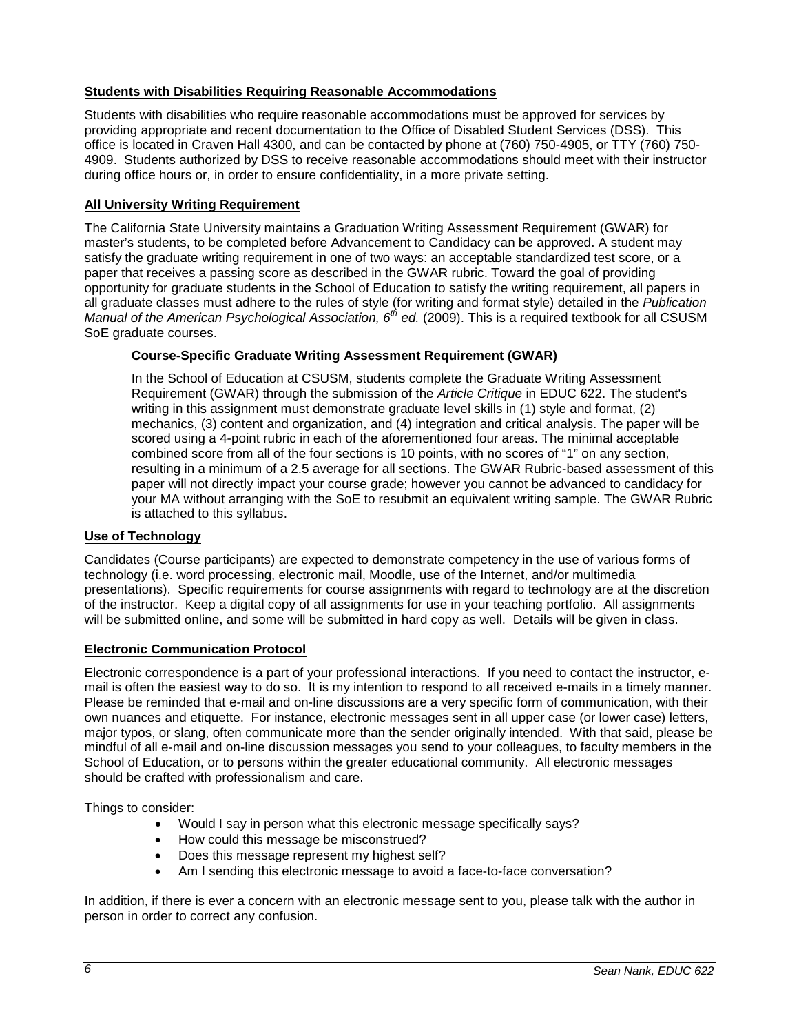## Students with Disabilities Requiring Reasonable Accommodations

Students with disabilities who require reasonable accommodations must be approved for services by providing appropriate and recent documentation to the Office of Disabled Student Services (DSS). This office is located in Craven Hall 4300, and can be contacted by phone at (760) 750-4905, or TTY (760) 750-4909. Students authorized by DSS to receive reasonable accommodations should meet with their instructor during office hours or, in order to ensure confidentiality, in a more private setting.

## All University Writing Requirement

The California State University maintains a Graduation Writing Assessment Requirement (GWAR) for master's students, to be completed before Advancement to Candidacy can be approved. A student may satisfy the graduate writing requirement in one of two ways: an acceptable standardized test score, or a paper that receives a passing score as described in the GWAR rubric. Toward the goal of providing opportunity for graduate students in the School of Education to satisfy the writing requirement, all papers in all graduate classes must adhere to the rules of style (for writing and format style) detailed in the *Publication Manual of the American Psychological Association, 6th ed.* (2009). This is a required textbook for all CSUSM SoE graduate courses.

### Course-Specific Graduate Writing Assessment Requirement (GWAR)

In the School of Education at CSUSM, students complete the Graduate Writing Assessment Requirement (GWAR) through the submission of the *Article Critique* in EDUC 622. The student's writing in this assignment must demonstrate graduate level skills in (1) style and format, (2) mechanics, (3) content and organization, and (4) integration and critical analysis. The paper will be scored using a 4-point rubric in each of the aforementioned four areas. The minimal acceptable combined score from all of the four sections is 10 points, with no scores of "1" on any section, resulting in a minimum of a 2.5 average for all sections. The GWAR Rubric-based assessment of this paper will not directly impact your course grade; however you cannot be advanced to candidacy for your MA without arranging with the SoE to resubmit an equivalent writing sample. The GWAR Rubric is attached to this syllabus.

## Use of Technology

Candidates (Course participants) are expected to demonstrate competency in the use of various forms of technology (i.e. word processing, electronic mail, Moodle, use of the Internet, and/or multimedia presentations). Specific requirements for course assignments with regard to technology are at the discretion of the instructor. Keep a digital copy of all assignments for use in your teaching portfolio. All assignments will be submitted online, and some will be submitted in hard copy as well. Details will be given in class.

## Electronic Communication Protocol

Electronic correspondence is a part of your professional interactions. If you need to contact the instructor, e-mail is often the easiest way to do so. It is my intention to respond to all received e-mails in a timely manner. Please be reminded that e-mail and on-line discussions are a very specific form of communication, with their own nuances and etiquette. For instance, electronic messages sent in all upper case (or lower case) letters, major typos, or slang, often communicate more than the sender originally intended. With that said, please be mindful of all e-mail and on-line discussion messages you send to your colleagues, to faculty members in the School of Education, or to persons within the greater educational community. All electronic messages should be crafted with professionalism and care.

Things to consider:

- Would I say in person what this electronic message specifically says?
- How could this message be misconstrued?
- Does this message represent my highest self?
- Am I sending this electronic message to avoid a face-to-face conversation?

In addition, if there is ever a concern with an electronic message sent to you, please talk with the author in person in order to correct any confusion.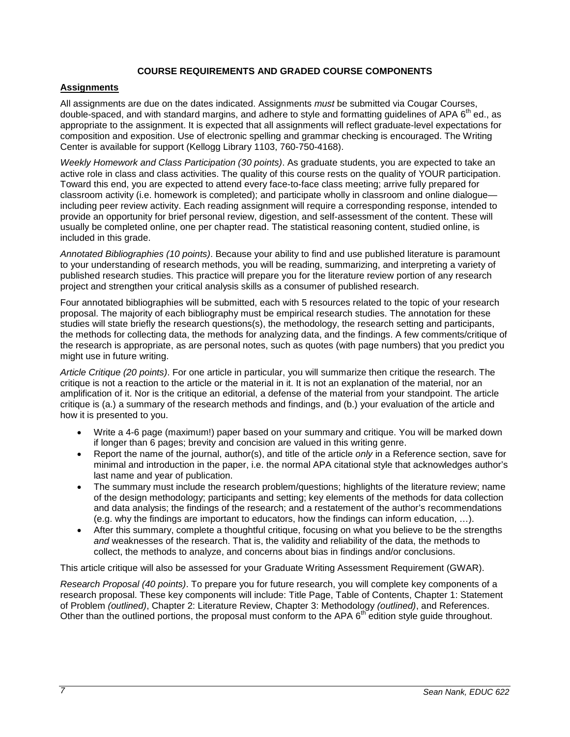## COURSE REQUIREMENTS AND GRADED COURSE COMPONENTS

### Assignments

All assignments are due on the dates indicated. Assignments *must* be submitted via Cougar Courses, double-spaced, and with standard margins, and adhere to style and formatting guidelines of APA 6th ed., as appropriate to the assignment. It is expected that all assignments will reflect graduate-level expectations for composition and exposition. Use of electronic spelling and grammar checking is encouraged. The Writing Center is available for support (Kellogg Library 1103, 760-750-4168).

*Weekly Homework and Class Participation (30 points)*. As graduate students, you are expected to take an active role in class and class activities. The quality of this course rests on the quality of YOUR participation. Toward this end, you are expected to attend every face-to-face class meeting; arrive fully prepared for classroom activity (i.e. homework is completed); and participate wholly in classroom and online dialogue—including peer review activity. Each reading assignment will require a corresponding response, intended to provide an opportunity for brief personal review, digestion, and self-assessment of the content. These will usually be completed online, one per chapter read. The statistical reasoning content, studied online, is included in this grade.

*Annotated Bibliographies (10 points)*. Because your ability to find and use published literature is paramount to your understanding of research methods, you will be reading, summarizing, and interpreting a variety of published research studies. This practice will prepare you for the literature review portion of any research project and strengthen your critical analysis skills as a consumer of published research.

Four annotated bibliographies will be submitted, each with 5 resources related to the topic of your research proposal. The majority of each bibliography must be empirical research studies. The annotation for these studies will state briefly the research questions(s), the methodology, the research setting and participants, the methods for collecting data, the methods for analyzing data, and the findings. A few comments/critique of the research is appropriate, as are personal notes, such as quotes (with page numbers) that you predict you might use in future writing.

*Article Critique (20 points)*. For one article in particular, you will summarize then critique the research. The critique is not a reaction to the article or the material in it. It is not an explanation of the material, nor an amplification of it. Nor is the critique an editorial, a defense of the material from your standpoint. The article critique is (a.) a summary of the research methods and findings, and (b.) your evaluation of the article and how it is presented to you.

- Write a 4-6 page (maximum!) paper based on your summary and critique. You will be marked down if longer than 6 pages; brevity and concision are valued in this writing genre.
- Report the name of the journal, author(s), and title of the article *only* in a Reference section, save for minimal and introduction in the paper, i.e. the normal APA citational style that acknowledges author's last name and year of publication.
- The summary must include the research problem/questions; highlights of the literature review; name of the design methodology; participants and setting; key elements of the methods for data collection and data analysis; the findings of the research; and a restatement of the author's recommendations (e.g. why the findings are important to educators, how the findings can inform education, …).
- After this summary, complete a thoughtful critique, focusing on what you believe to be the strengths *and* weaknesses of the research. That is, the validity and reliability of the data, the methods to collect, the methods to analyze, and concerns about bias in findings and/or conclusions.

This article critique will also be assessed for your Graduate Writing Assessment Requirement (GWAR).

*Research Proposal (40 points)*. To prepare you for future research, you will complete key components of a research proposal. These key components will include: Title Page, Table of Contents, Chapter 1: Statement of Problem *(outlined)*, Chapter 2: Literature Review, Chapter 3: Methodology *(outlined)*, and References. Other than the outlined portions, the proposal must conform to the APA 6th edition style guide throughout.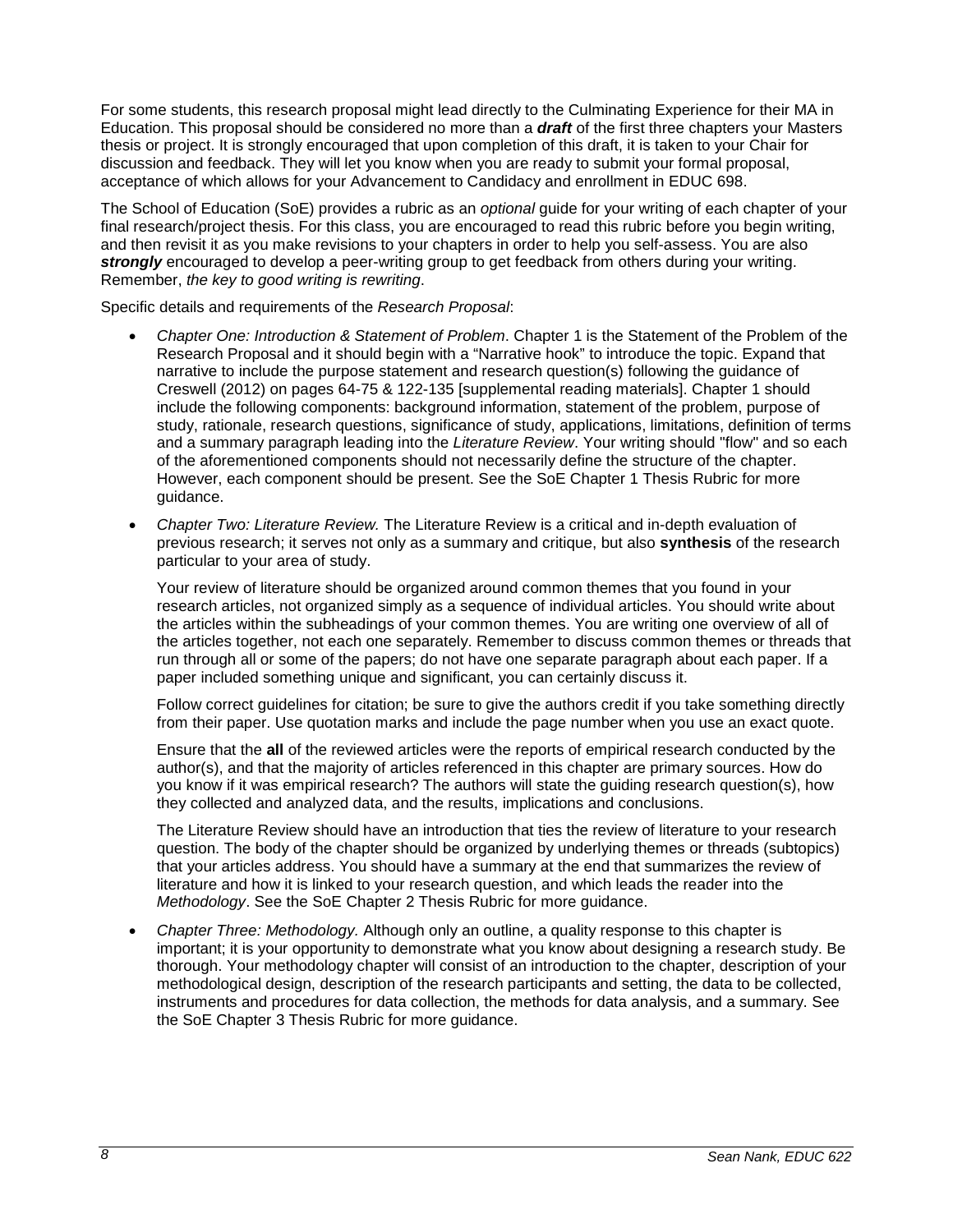For some students, this research proposal might lead directly to the Culminating Experience for their MA in Education. This proposal should be considered no more than a ***draft*** of the first three chapters your Masters thesis or project. It is strongly encouraged that upon completion of this draft, it is taken to your Chair for discussion and feedback. They will let you know when you are ready to submit your formal proposal, acceptance of which allows for your Advancement to Candidacy and enrollment in EDUC 698.

The School of Education (SoE) provides a rubric as an *optional* guide for your writing of each chapter of your final research/project thesis. For this class, you are encouraged to read this rubric before you begin writing, and then revisit it as you make revisions to your chapters in order to help you self-assess. You are also ***strongly*** encouraged to develop a peer-writing group to get feedback from others during your writing. Remember, *the key to good writing is rewriting*.

Specific details and requirements of the *Research Proposal*:

- *Chapter One: Introduction & Statement of Problem*. Chapter 1 is the Statement of the Problem of the Research Proposal and it should begin with a "Narrative hook" to introduce the topic. Expand that narrative to include the purpose statement and research question(s) following the guidance of Creswell (2012) on pages 64-75 & 122-135 [supplemental reading materials]. Chapter 1 should include the following components: background information, statement of the problem, purpose of study, rationale, research questions, significance of study, applications, limitations, definition of terms and a summary paragraph leading into the *Literature Review*. Your writing should "flow" and so each of the aforementioned components should not necessarily define the structure of the chapter. However, each component should be present. See the SoE Chapter 1 Thesis Rubric for more guidance.

- *Chapter Two: Literature Review.* The Literature Review is a critical and in-depth evaluation of previous research; it serves not only as a summary and critique, but also **synthesis** of the research particular to your area of study.

  Your review of literature should be organized around common themes that you found in your research articles, not organized simply as a sequence of individual articles. You should write about the articles within the subheadings of your common themes. You are writing one overview of all of the articles together, not each one separately. Remember to discuss common themes or threads that run through all or some of the papers; do not have one separate paragraph about each paper. If a paper included something unique and significant, you can certainly discuss it.

  Follow correct guidelines for citation; be sure to give the authors credit if you take something directly from their paper. Use quotation marks and include the page number when you use an exact quote.

  Ensure that the **all** of the reviewed articles were the reports of empirical research conducted by the author(s), and that the majority of articles referenced in this chapter are primary sources. How do you know if it was empirical research? The authors will state the guiding research question(s), how they collected and analyzed data, and the results, implications and conclusions.

  The Literature Review should have an introduction that ties the review of literature to your research question. The body of the chapter should be organized by underlying themes or threads (subtopics) that your articles address. You should have a summary at the end that summarizes the review of literature and how it is linked to your research question, and which leads the reader into the *Methodology*. See the SoE Chapter 2 Thesis Rubric for more guidance.

- *Chapter Three: Methodology.* Although only an outline, a quality response to this chapter is important; it is your opportunity to demonstrate what you know about designing a research study. Be thorough. Your methodology chapter will consist of an introduction to the chapter, description of your methodological design, description of the research participants and setting, the data to be collected, instruments and procedures for data collection, the methods for data analysis, and a summary. See the SoE Chapter 3 Thesis Rubric for more guidance.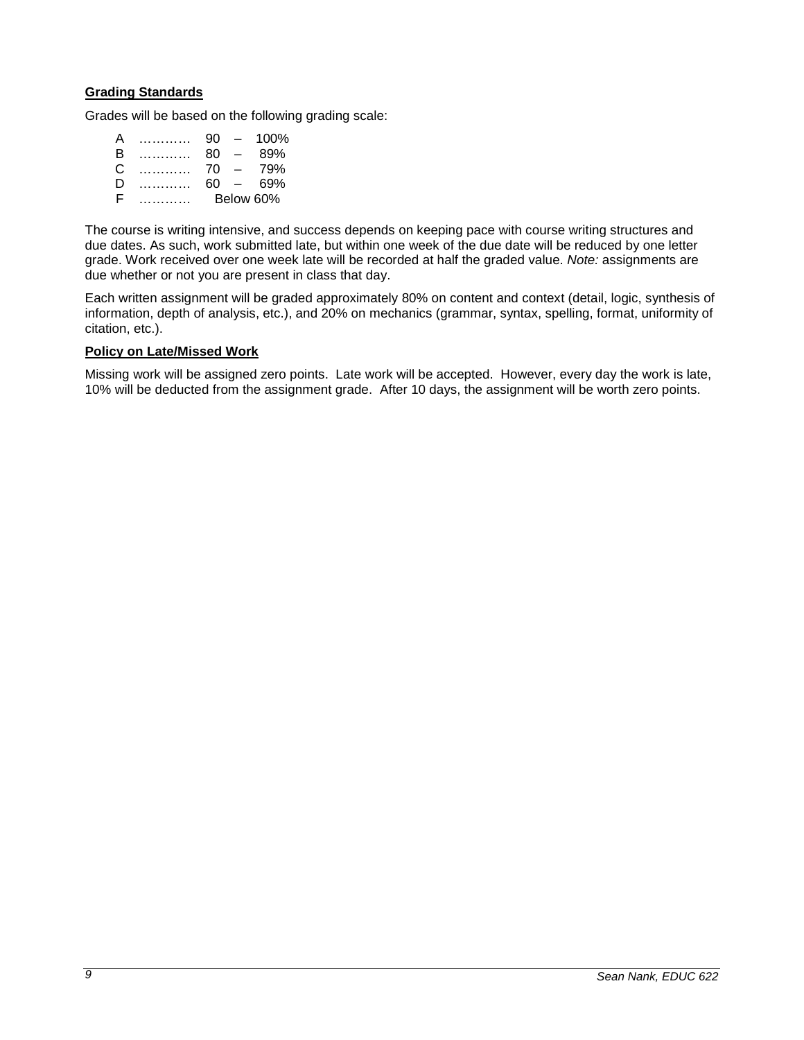**Grading Standards**

Grades will be based on the following grading scale:

A ………… 90 – 100%
B ………… 80 – 89%
C ………… 70 – 79%
D ………… 60 – 69%
F ………… Below 60%

The course is writing intensive, and success depends on keeping pace with course writing structures and due dates. As such, work submitted late, but within one week of the due date will be reduced by one letter grade. Work received over one week late will be recorded at half the graded value. *Note:* assignments are due whether or not you are present in class that day.

Each written assignment will be graded approximately 80% on content and context (detail, logic, synthesis of information, depth of analysis, etc.), and 20% on mechanics (grammar, syntax, spelling, format, uniformity of citation, etc.).

**Policy on Late/Missed Work**

Missing work will be assigned zero points. Late work will be accepted. However, every day the work is late, 10% will be deducted from the assignment grade. After 10 days, the assignment will be worth zero points.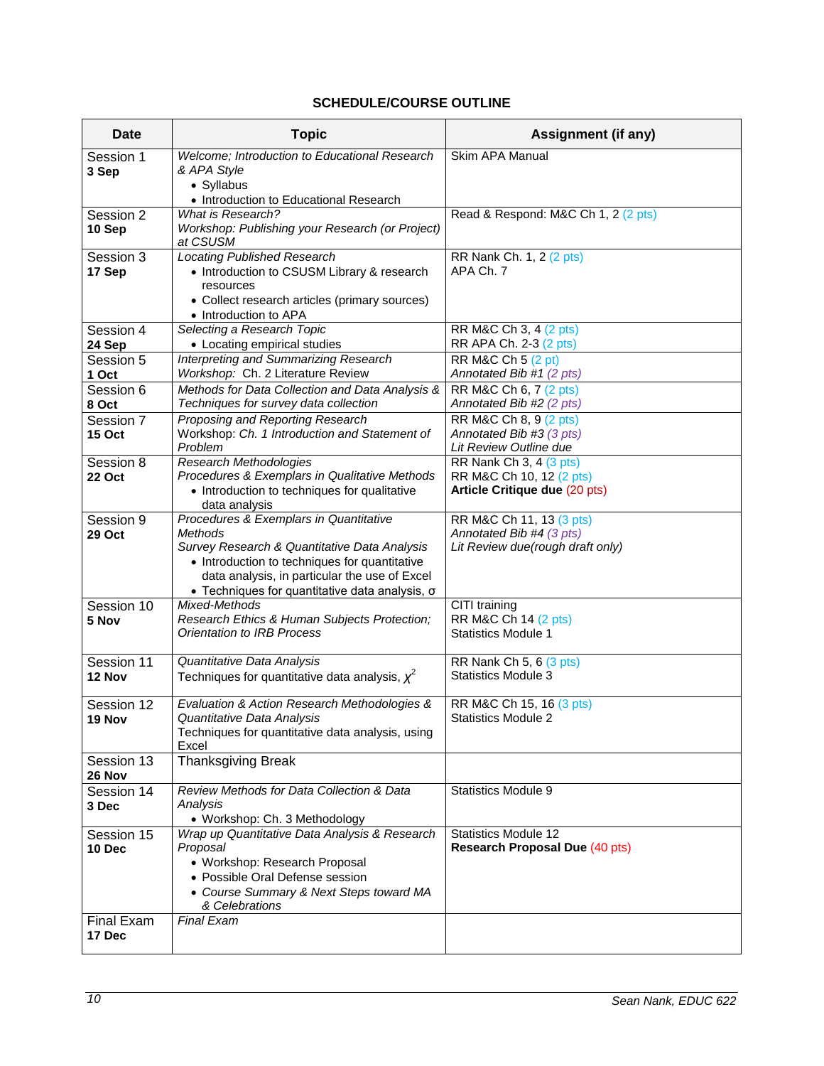**SCHEDULE/COURSE OUTLINE**

| Date | Topic | Assignment (if any) |
|---|---|---|
| Session 1 **3 Sep** | *Welcome; Introduction to Educational Research & APA Style* <br>• Syllabus <br>• Introduction to Educational Research | Skim APA Manual |
| Session 2 **10 Sep** | *What is Research?* <br>*Workshop: Publishing your Research (or Project) at CSUSM* | Read & Respond: M&C Ch 1, 2 (2 pts) |
| Session 3 **17 Sep** | *Locating Published Research* <br>• Introduction to CSUSM Library & research resources <br>• Collect research articles (primary sources) <br>• Introduction to APA | RR Nank Ch. 1, 2 (2 pts) <br>APA Ch. 7 |
| Session 4 **24 Sep** | *Selecting a Research Topic* <br>• Locating empirical studies | RR M&C Ch 3, 4 (2 pts) <br>RR APA Ch. 2-3 (2 pts) |
| Session 5 **1 Oct** | *Interpreting and Summarizing Research* <br>*Workshop: Ch. 2 Literature Review* | RR M&C Ch 5 (2 pt) <br>*Annotated Bib #1 (2 pts)* |
| Session 6 **8 Oct** | *Methods for Data Collection and Data Analysis & Techniques for survey data collection* | RR M&C Ch 6, 7 (2 pts) <br>*Annotated Bib #2 (2 pts)* |
| Session 7 **15 Oct** | *Proposing and Reporting Research* <br>Workshop: *Ch. 1 Introduction and Statement of Problem* | RR M&C Ch 8, 9 (2 pts) <br>*Annotated Bib #3 (3 pts)* <br>*Lit Review Outline due* |
| Session 8 **22 Oct** | *Research Methodologies* <br>*Procedures & Exemplars in Qualitative Methods* <br>• Introduction to techniques for qualitative data analysis | RR Nank Ch 3, 4 (3 pts) <br>RR M&C Ch 10, 12 (2 pts) <br>**Article Critique due** (20 pts) |
| Session 9 **29 Oct** | *Procedures & Exemplars in Quantitative Methods* <br>*Survey Research & Quantitative Data Analysis* <br>• Introduction to techniques for quantitative data analysis, in particular the use of Excel <br>• Techniques for quantitative data analysis, $\sigma$ | RR M&C Ch 11, 13 (3 pts) <br>*Annotated Bib #4 (3 pts)* <br>*Lit Review due(rough draft only)* |
| Session 10 **5 Nov** | *Mixed-Methods* <br>*Research Ethics & Human Subjects Protection; Orientation to IRB Process* | CITI training <br>RR M&C Ch 14 (2 pts) <br>Statistics Module 1 |
| Session 11 **12 Nov** | *Quantitative Data Analysis* <br>Techniques for quantitative data analysis, $\chi^2$ | RR Nank Ch 5, 6 (3 pts) <br>Statistics Module 3 |
| Session 12 **19 Nov** | *Evaluation & Action Research Methodologies & Quantitative Data Analysis* <br>Techniques for quantitative data analysis, using Excel | RR M&C Ch 15, 16 (3 pts) <br>Statistics Module 2 |
| Session 13 **26 Nov** | Thanksgiving Break | |
| Session 14 **3 Dec** | *Review Methods for Data Collection & Data Analysis* <br>• Workshop: Ch. 3 Methodology | Statistics Module 9 |
| Session 15 **10 Dec** | *Wrap up Quantitative Data Analysis & Research Proposal* <br>• Workshop: Research Proposal <br>• Possible Oral Defense session <br>• *Course Summary & Next Steps toward MA & Celebrations* | Statistics Module 12 <br>**Research Proposal Due** (40 pts) |
| Final Exam **17 Dec** | *Final Exam* | |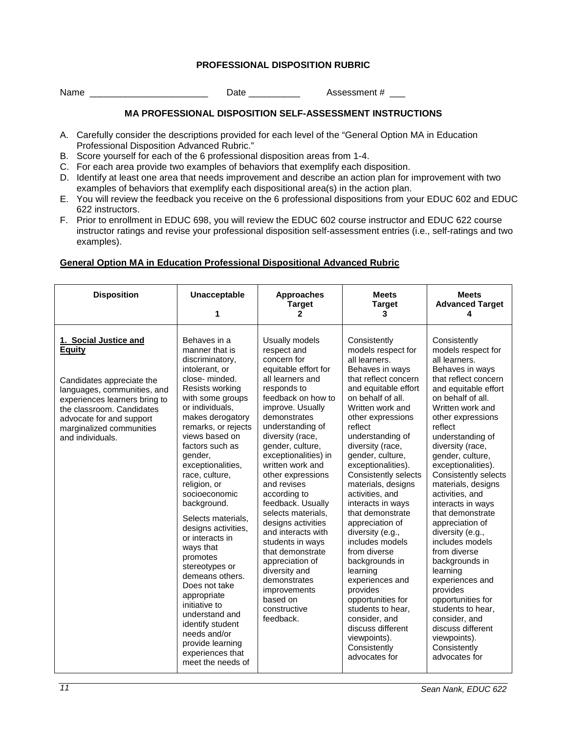**PROFESSIONAL DISPOSITION RUBRIC**

Name _______________________ Date __________ Assessment # ___

**MA PROFESSIONAL DISPOSITION SELF-ASSESSMENT INSTRUCTIONS**

A. Carefully consider the descriptions provided for each level of the "General Option MA in Education Professional Disposition Advanced Rubric."
B. Score yourself for each of the 6 professional disposition areas from 1-4.
C. For each area provide two examples of behaviors that exemplify each disposition.
D. Identify at least one area that needs improvement and describe an action plan for improvement with two examples of behaviors that exemplify each dispositional area(s) in the action plan.
E. You will review the feedback you receive on the 6 professional dispositions from your EDUC 602 and EDUC 622 instructors.
F. Prior to enrollment in EDUC 698, you will review the EDUC 602 course instructor and EDUC 622 course instructor ratings and revise your professional disposition self-assessment entries (i.e., self-ratings and two examples).

**General Option MA in Education Professional Dispositional Advanced Rubric**

| Disposition | Unacceptable 1 | Approaches Target 2 | Meets Target 3 | Meets Advanced Target 4 |
|---|---|---|---|---|
| **1. Social Justice and Equity**<br><br>Candidates appreciate the languages, communities, and experiences learners bring to the classroom. Candidates advocate for and support marginalized communities and individuals. | Behaves in a manner that is discriminatory, intolerant, or close- minded. Resists working with some groups or individuals, makes derogatory remarks, or rejects views based on factors such as gender, exceptionalities, race, culture, religion, or socioeconomic background.<br><br>Selects materials, designs activities, or interacts in ways that promotes stereotypes or demeans others. Does not take appropriate initiative to understand and identify student needs and/or provide learning experiences that meet the needs of | Usually models respect and concern for equitable effort for all learners and responds to feedback on how to improve. Usually demonstrates understanding of diversity (race, gender, culture, exceptionalities) in written work and other expressions and revises according to feedback. Usually selects materials, designs activities and interacts with students in ways that demonstrate appreciation of diversity and demonstrates improvements based on constructive feedback. | Consistently models respect for all learners. Behaves in ways that reflect concern and equitable effort on behalf of all. Written work and other expressions reflect understanding of diversity (race, gender, culture, exceptionalities). Consistently selects materials, designs activities, and interacts in ways that demonstrate appreciation of diversity (e.g., includes models from diverse backgrounds in learning experiences and provides opportunities for students to hear, consider, and discuss different viewpoints). Consistently advocates for | Consistently models respect for all learners. Behaves in ways that reflect concern and equitable effort on behalf of all. Written work and other expressions reflect understanding of diversity (race, gender, culture, exceptionalities). Consistently selects materials, designs activities, and interacts in ways that demonstrate appreciation of diversity (e.g., includes models from diverse backgrounds in learning experiences and provides opportunities for students to hear, consider, and discuss different viewpoints). Consistently advocates for |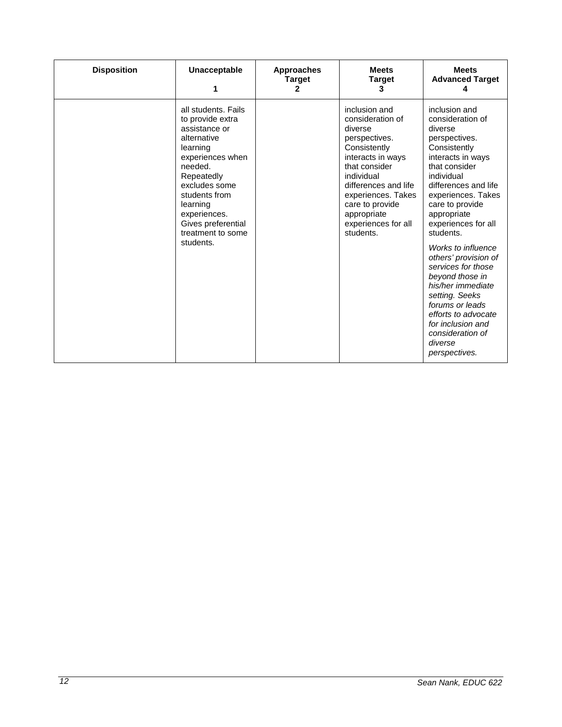| Disposition | Unacceptable<br>1 | Approaches Target<br>2 | Meets Target<br>3 | Meets Advanced Target<br>4 |
|---|---|---|---|---|
| | all students. Fails to provide extra assistance or alternative learning experiences when needed. Repeatedly excludes some students from learning experiences. Gives preferential treatment to some students. | | inclusion and consideration of diverse perspectives. Consistently interacts in ways that consider individual differences and life experiences. Takes care to provide appropriate experiences for all students. | inclusion and consideration of diverse perspectives. Consistently interacts in ways that consider individual differences and life experiences. Takes care to provide appropriate experiences for all students.<br><br>*Works to influence others' provision of services for those beyond those in his/her immediate setting. Seeks forums or leads efforts to advocate for inclusion and consideration of diverse perspectives.* |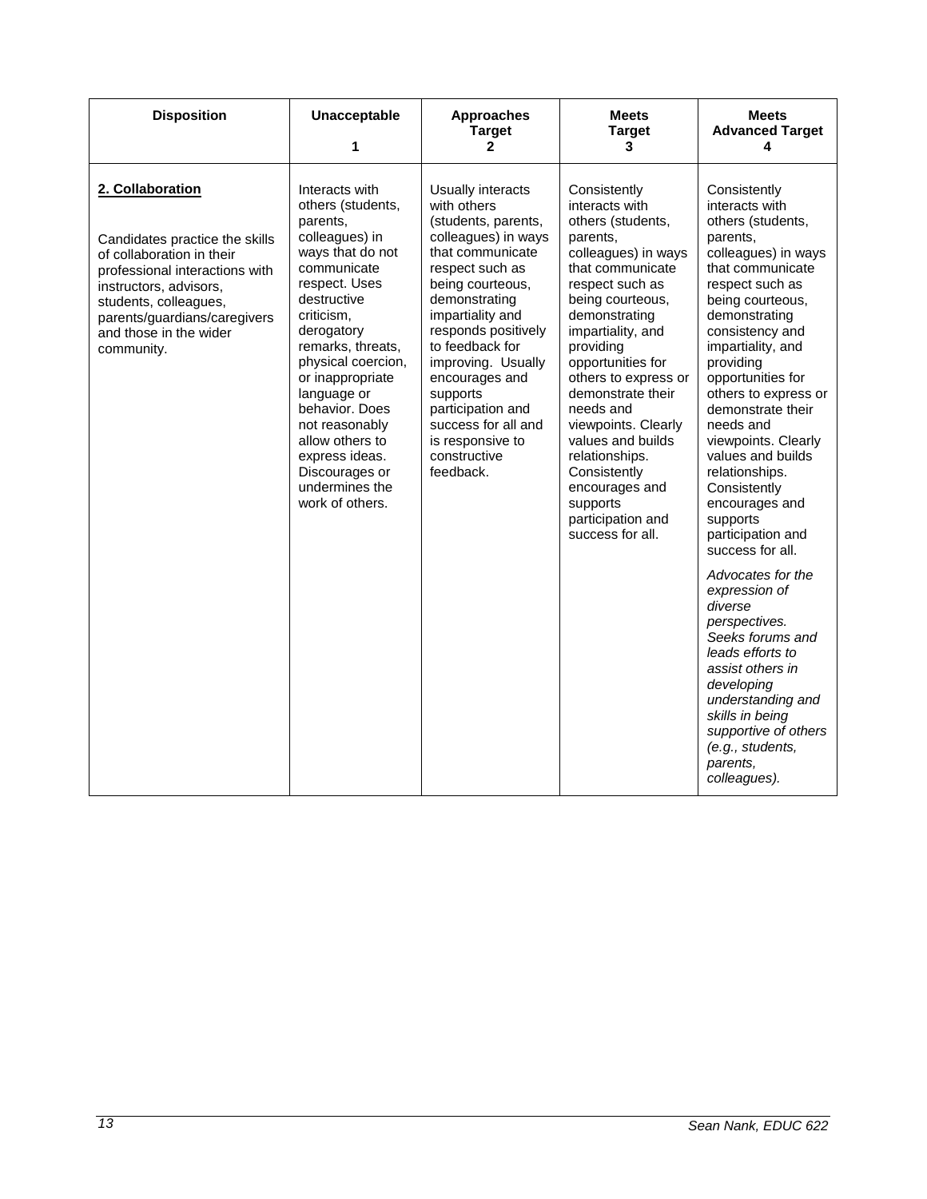| Disposition | Unacceptable<br>1 | Approaches Target<br>2 | Meets Target<br>3 | Meets Advanced Target<br>4 |
|---|---|---|---|---|
| **<u>2. Collaboration</u>**<br><br>Candidates practice the skills of collaboration in their professional interactions with instructors, advisors, students, colleagues, parents/guardians/caregivers and those in the wider community. | Interacts with others (students, parents, colleagues) in ways that do not communicate respect. Uses destructive criticism, derogatory remarks, threats, physical coercion, or inappropriate language or behavior. Does not reasonably allow others to express ideas. Discourages or undermines the work of others. | Usually interacts with others (students, parents, colleagues) in ways that communicate respect such as being courteous, demonstrating impartiality and responds positively to feedback for improving. Usually encourages and supports participation and success for all and is responsive to constructive feedback. | Consistently interacts with others (students, parents, colleagues) in ways that communicate respect such as being courteous, demonstrating impartiality, and providing opportunities for others to express or demonstrate their needs and viewpoints. Clearly values and builds relationships. Consistently encourages and supports participation and success for all. | Consistently interacts with others (students, parents, colleagues) in ways that communicate respect such as being courteous, demonstrating consistency and impartiality, and providing opportunities for others to express or demonstrate their needs and viewpoints. Clearly values and builds relationships. Consistently encourages and supports participation and success for all.<br><br>*Advocates for the expression of diverse perspectives. Seeks forums and leads efforts to assist others in developing understanding and skills in being supportive of others (e.g., students, parents, colleagues).* |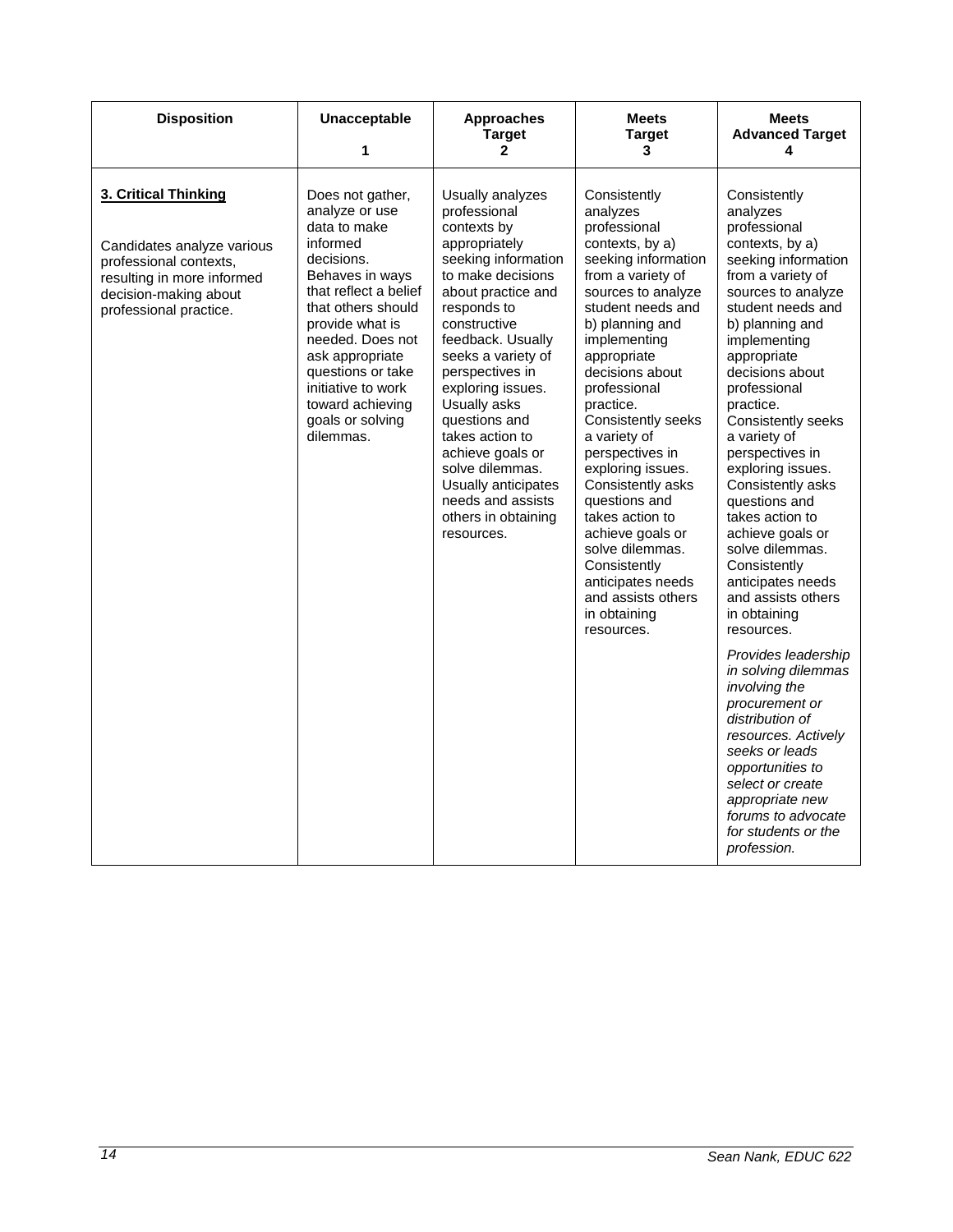| Disposition | Unacceptable<br>1 | Approaches Target<br>2 | Meets Target<br>3 | Meets Advanced Target<br>4 |
|---|---|---|---|---|
| **3. Critical Thinking**<br><br>Candidates analyze various professional contexts, resulting in more informed decision-making about professional practice. | Does not gather, analyze or use data to make informed decisions. Behaves in ways that reflect a belief that others should provide what is needed. Does not ask appropriate questions or take initiative to work toward achieving goals or solving dilemmas. | Usually analyzes professional contexts by appropriately seeking information to make decisions about practice and responds to constructive feedback. Usually seeks a variety of perspectives in exploring issues. Usually asks questions and takes action to achieve goals or solve dilemmas. Usually anticipates needs and assists others in obtaining resources. | Consistently analyzes professional contexts, by a) seeking information from a variety of sources to analyze student needs and b) planning and implementing appropriate decisions about professional practice. Consistently seeks a variety of perspectives in exploring issues. Consistently asks questions and takes action to achieve goals or solve dilemmas. Consistently anticipates needs and assists others in obtaining resources. | Consistently analyzes professional contexts, by a) seeking information from a variety of sources to analyze student needs and b) planning and implementing appropriate decisions about professional practice. Consistently seeks a variety of perspectives in exploring issues. Consistently asks questions and takes action to achieve goals or solve dilemmas. Consistently anticipates needs and assists others in obtaining resources.<br><br>*Provides leadership in solving dilemmas involving the procurement or distribution of resources. Actively seeks or leads opportunities to select or create appropriate new forums to advocate for students or the profession.* |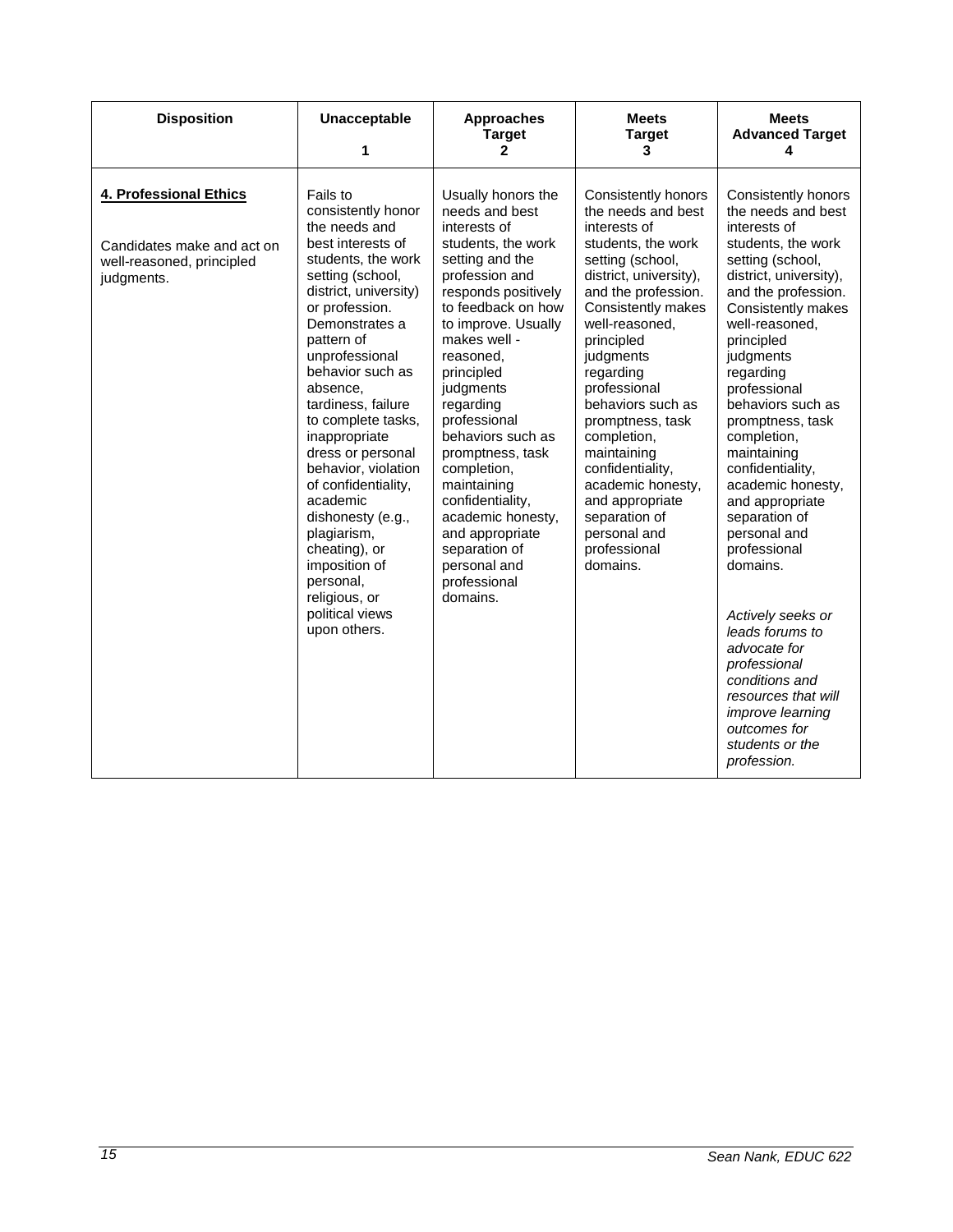| Disposition | Unacceptable<br>1 | Approaches Target<br>2 | Meets Target<br>3 | Meets Advanced Target<br>4 |
|---|---|---|---|---|
| **4. Professional Ethics**<br><br>Candidates make and act on well-reasoned, principled judgments. | Fails to consistently honor the needs and best interests of students, the work setting (school, district, university) or profession. Demonstrates a pattern of unprofessional behavior such as absence, tardiness, failure to complete tasks, inappropriate dress or personal behavior, violation of confidentiality, academic dishonesty (e.g., plagiarism, cheating), or imposition of personal, religious, or political views upon others. | Usually honors the needs and best interests of students, the work setting and the profession and responds positively to feedback on how to improve. Usually makes well - reasoned, principled judgments regarding professional behaviors such as promptness, task completion, maintaining confidentiality, academic honesty, and appropriate separation of personal and professional domains. | Consistently honors the needs and best interests of students, the work setting (school, district, university), and the profession. Consistently makes well-reasoned, principled judgments regarding professional behaviors such as promptness, task completion, maintaining confidentiality, academic honesty, and appropriate separation of personal and professional domains. | Consistently honors the needs and best interests of students, the work setting (school, district, university), and the profession. Consistently makes well-reasoned, principled judgments regarding professional behaviors such as promptness, task completion, maintaining confidentiality, academic honesty, and appropriate separation of personal and professional domains.<br><br>*Actively seeks or leads forums to advocate for professional conditions and resources that will improve learning outcomes for students or the profession.* |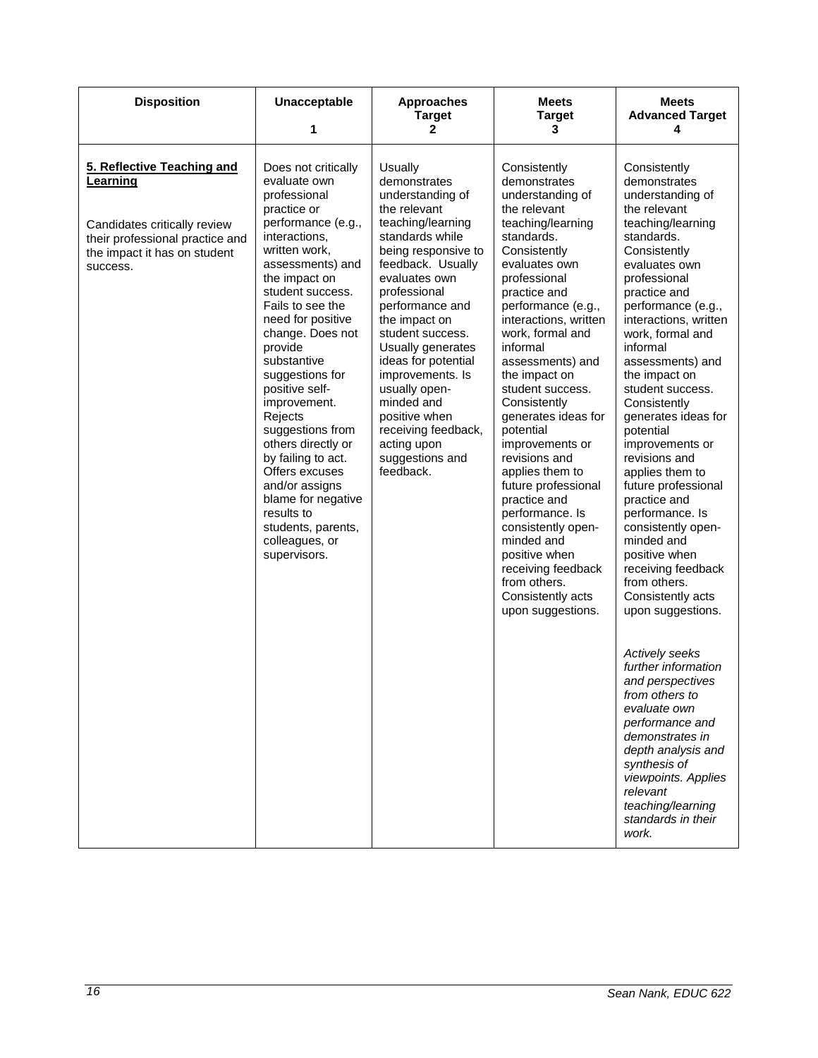| Disposition | Unacceptable 1 | Approaches Target 2 | Meets Target 3 | Meets Advanced Target 4 |
|---|---|---|---|---|
| **5. Reflective Teaching and Learning** Candidates critically review their professional practice and the impact it has on student success. | Does not critically evaluate own professional practice or performance (e.g., interactions, written work, assessments) and the impact on student success. Fails to see the need for positive change. Does not provide substantive suggestions for positive self-improvement. Rejects suggestions from others directly or by failing to act. Offers excuses and/or assigns blame for negative results to students, parents, colleagues, or supervisors. | Usually demonstrates understanding of the relevant teaching/learning standards while being responsive to feedback. Usually evaluates own professional performance and the impact on student success. Usually generates ideas for potential improvements. Is usually open-minded and positive when receiving feedback, acting upon suggestions and feedback. | Consistently demonstrates understanding of the relevant teaching/learning standards. Consistently evaluates own professional practice and performance (e.g., interactions, written work, formal and informal assessments) and the impact on student success. Consistently generates ideas for potential improvements or revisions and applies them to future professional practice and performance. Is consistently open-minded and positive when receiving feedback from others. Consistently acts upon suggestions. | Consistently demonstrates understanding of the relevant teaching/learning standards. Consistently evaluates own professional practice and performance (e.g., interactions, written work, formal and informal assessments) and the impact on student success. Consistently generates ideas for potential improvements or revisions and applies them to future professional practice and performance. Is consistently open-minded and positive when receiving feedback from others. Consistently acts upon suggestions. *Actively seeks further information and perspectives from others to evaluate own performance and demonstrates in depth analysis and synthesis of viewpoints. Applies relevant teaching/learning standards in their work.* |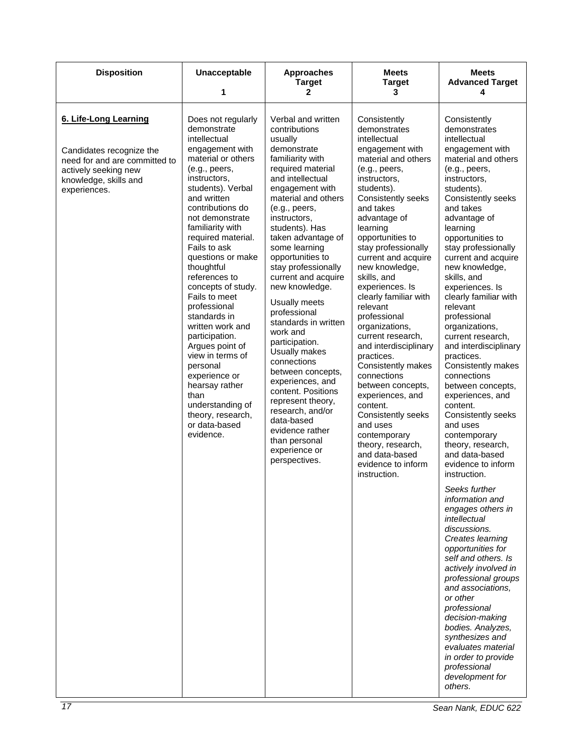| Disposition | Unacceptable 1 | Approaches Target 2 | Meets Target 3 | Meets Advanced Target 4 |
|---|---|---|---|---|
| **6. Life-Long Learning**<br><br>Candidates recognize the need for and are committed to actively seeking new knowledge, skills and experiences. | Does not regularly demonstrate intellectual engagement with material or others (e.g., peers, instructors, students). Verbal and written contributions do not demonstrate familiarity with required material. Fails to ask questions or make thoughtful references to concepts of study. Fails to meet professional standards in written work and participation. Argues point of view in terms of personal experience or hearsay rather than understanding of theory, research, or data-based evidence. | Verbal and written contributions usually demonstrate familiarity with required material and intellectual engagement with material and others (e.g., peers, instructors, students). Has taken advantage of some learning opportunities to stay professionally current and acquire new knowledge.<br><br>Usually meets professional standards in written work and participation. Usually makes connections between concepts, experiences, and content. Positions represent theory, research, and/or data-based evidence rather than personal experience or perspectives. | Consistently demonstrates intellectual engagement with material and others (e.g., peers, instructors, students). Consistently seeks and takes advantage of learning opportunities to stay professionally current and acquire new knowledge, skills, and experiences. Is clearly familiar with relevant professional organizations, current research, and interdisciplinary practices. Consistently makes connections between concepts, experiences, and content. Consistently seeks and uses contemporary theory, research, and data-based evidence to inform instruction. | Consistently demonstrates intellectual engagement with material and others (e.g., peers, instructors, students). Consistently seeks and takes advantage of learning opportunities to stay professionally current and acquire new knowledge, skills, and experiences. Is clearly familiar with relevant professional organizations, current research, and interdisciplinary practices. Consistently makes connections between concepts, experiences, and content. Consistently seeks and uses contemporary theory, research, and data-based evidence to inform instruction.<br><br>*Seeks further information and engages others in intellectual discussions. Creates learning opportunities for self and others. Is actively involved in professional groups and associations, or other professional decision-making bodies. Analyzes, synthesizes and evaluates material in order to provide professional development for others.* |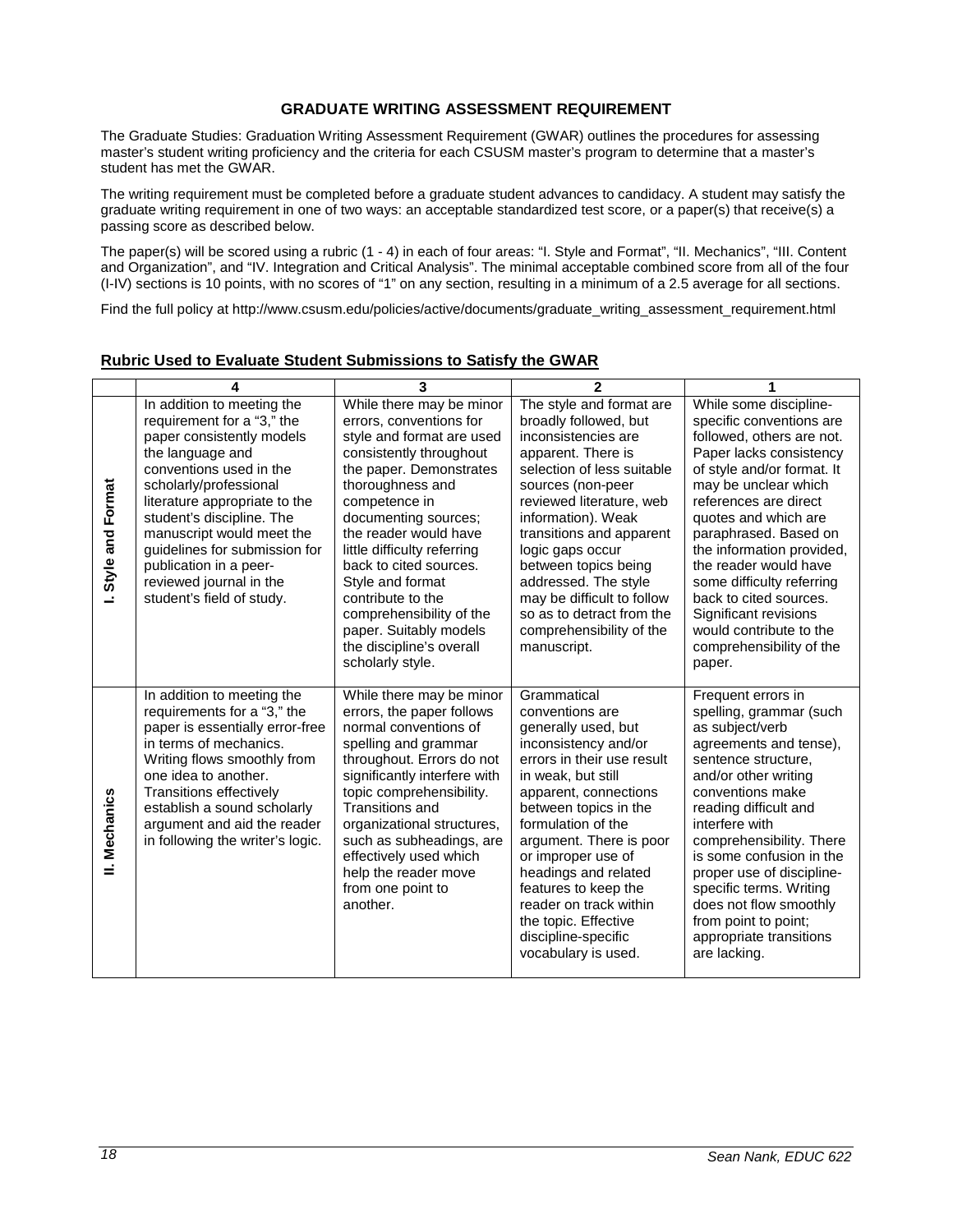## GRADUATE WRITING ASSESSMENT REQUIREMENT

The Graduate Studies: Graduation Writing Assessment Requirement (GWAR) outlines the procedures for assessing master's student writing proficiency and the criteria for each CSUSM master's program to determine that a master's student has met the GWAR.

The writing requirement must be completed before a graduate student advances to candidacy. A student may satisfy the graduate writing requirement in one of two ways: an acceptable standardized test score, or a paper(s) that receive(s) a passing score as described below.

The paper(s) will be scored using a rubric (1 - 4) in each of four areas: "I. Style and Format", "II. Mechanics", "III. Content and Organization", and "IV. Integration and Critical Analysis". The minimal acceptable combined score from all of the four (I-IV) sections is 10 points, with no scores of "1" on any section, resulting in a minimum of a 2.5 average for all sections.

Find the full policy at http://www.csusm.edu/policies/active/documents/graduate_writing_assessment_requirement.html

### Rubric Used to Evaluate Student Submissions to Satisfy the GWAR

| | 4 | 3 | 2 | 1 |
|---|---|---|---|---|
| **I. Style and Format** | In addition to meeting the requirement for a "3," the paper consistently models the language and conventions used in the scholarly/professional literature appropriate to the student's discipline. The manuscript would meet the guidelines for submission for publication in a peer-reviewed journal in the student's field of study. | While there may be minor errors, conventions for style and format are used consistently throughout the paper. Demonstrates thoroughness and competence in documenting sources; the reader would have little difficulty referring back to cited sources. Style and format contribute to the comprehensibility of the paper. Suitably models the discipline's overall scholarly style. | The style and format are broadly followed, but inconsistencies are apparent. There is selection of less suitable sources (non-peer reviewed literature, web information). Weak transitions and apparent logic gaps occur between topics being addressed. The style may be difficult to follow so as to detract from the comprehensibility of the manuscript. | While some discipline-specific conventions are followed, others are not. Paper lacks consistency of style and/or format. It may be unclear which references are direct quotes and which are paraphrased. Based on the information provided, the reader would have some difficulty referring back to cited sources. Significant revisions would contribute to the comprehensibility of the paper. |
| **II. Mechanics** | In addition to meeting the requirements for a "3," the paper is essentially error-free in terms of mechanics. Writing flows smoothly from one idea to another. Transitions effectively establish a sound scholarly argument and aid the reader in following the writer's logic. | While there may be minor errors, the paper follows normal conventions of spelling and grammar throughout. Errors do not significantly interfere with topic comprehensibility. Transitions and organizational structures, such as subheadings, are effectively used which help the reader move from one point to another. | Grammatical conventions are generally used, but inconsistency and/or errors in their use result in weak, but still apparent, connections between topics in the formulation of the argument. There is poor or improper use of headings and related features to keep the reader on track within the topic. Effective discipline-specific vocabulary is used. | Frequent errors in spelling, grammar (such as subject/verb agreements and tense), sentence structure, and/or other writing conventions make reading difficult and interfere with comprehensibility. There is some confusion in the proper use of discipline-specific terms. Writing does not flow smoothly from point to point; appropriate transitions are lacking. |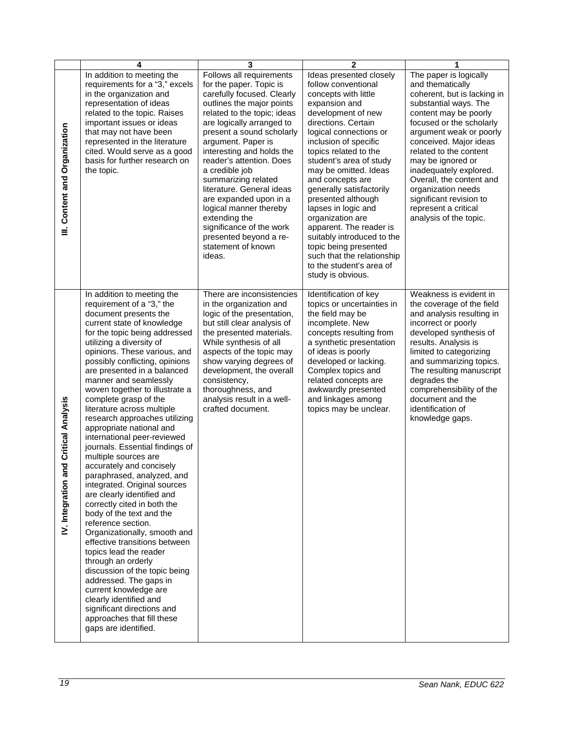| | 4 | 3 | 2 | 1 |
|---|---|---|---|---|
| III. Content and Organization | In addition to meeting the requirements for a "3," excels in the organization and representation of ideas related to the topic. Raises important issues or ideas that may not have been represented in the literature cited. Would serve as a good basis for further research on the topic. | Follows all requirements for the paper. Topic is carefully focused. Clearly outlines the major points related to the topic; ideas are logically arranged to present a sound scholarly argument. Paper is interesting and holds the reader's attention. Does a credible job summarizing related literature. General ideas are expanded upon in a logical manner thereby extending the significance of the work presented beyond a re-statement of known ideas. | Ideas presented closely follow conventional concepts with little expansion and development of new directions. Certain logical connections or inclusion of specific topics related to the student's area of study may be omitted. Ideas and concepts are generally satisfactorily presented although lapses in logic and organization are apparent. The reader is suitably introduced to the topic being presented such that the relationship to the student's area of study is obvious. | The paper is logically and thematically coherent, but is lacking in substantial ways. The content may be poorly focused or the scholarly argument weak or poorly conceived. Major ideas related to the content may be ignored or inadequately explored. Overall, the content and organization needs significant revision to represent a critical analysis of the topic. |
| IV. Integration and Critical Analysis | In addition to meeting the requirement of a "3," the document presents the current state of knowledge for the topic being addressed utilizing a diversity of opinions. These various, and possibly conflicting, opinions are presented in a balanced manner and seamlessly woven together to illustrate a complete grasp of the literature across multiple research approaches utilizing appropriate national and international peer-reviewed journals. Essential findings of multiple sources are accurately and concisely paraphrased, analyzed, and integrated. Original sources are clearly identified and correctly cited in both the body of the text and the reference section. Organizationally, smooth and effective transitions between topics lead the reader through an orderly discussion of the topic being addressed. The gaps in current knowledge are clearly identified and significant directions and approaches that fill these gaps are identified. | There are inconsistencies in the organization and logic of the presentation, but still clear analysis of the presented materials. While synthesis of all aspects of the topic may show varying degrees of development, the overall consistency, thoroughness, and analysis result in a well-crafted document. | Identification of key topics or uncertainties in the field may be incomplete. New concepts resulting from a synthetic presentation of ideas is poorly developed or lacking. Complex topics and related concepts are awkwardly presented and linkages among topics may be unclear. | Weakness is evident in the coverage of the field and analysis resulting in incorrect or poorly developed synthesis of results. Analysis is limited to categorizing and summarizing topics. The resulting manuscript degrades the comprehensibility of the document and the identification of knowledge gaps. |